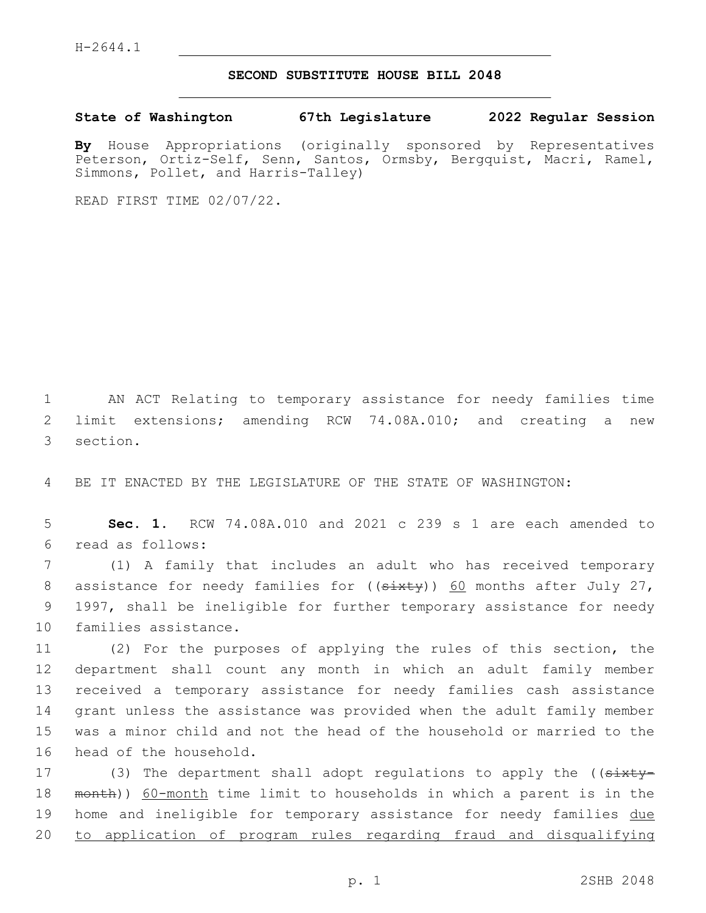H-2644.1

# SECOND SUBSTITUTE HOUSE BILL 2048

**State of Washington 67th Legislature 2022 Regular Session**

**By** House Appropriations (originally sponsored by Representatives Peterson, Ortiz-Self, Senn, Santos, Ormsby, Bergquist, Macri, Ramel, Simmons, Pollet, and Harris-Talley)

READ FIRST TIME 02/07/22.

AN ACT Relating to temporary assistance for needy families time limit extensions; amending RCW 74.08A.010; and creating a new section.

BE IT ENACTED BY THE LEGISLATURE OF THE STATE OF WASHINGTON:

**Sec. 1.** RCW 74.08A.010 and 2021 c 239 s 1 are each amended to read as follows:

(1) A family that includes an adult who has received temporary assistance for needy families for ((~~sixty~~)) <u>60</u> months after July 27, 1997, shall be ineligible for further temporary assistance for needy families assistance.

(2) For the purposes of applying the rules of this section, the department shall count any month in which an adult family member received a temporary assistance for needy families cash assistance grant unless the assistance was provided when the adult family member was a minor child and not the head of the household or married to the head of the household.

(3) The department shall adopt regulations to apply the ((~~sixty-month~~)) <u>60-month</u> time limit to households in which a parent is in the home and ineligible for temporary assistance for needy families <u>due to application of program rules regarding fraud and disqualifying</u>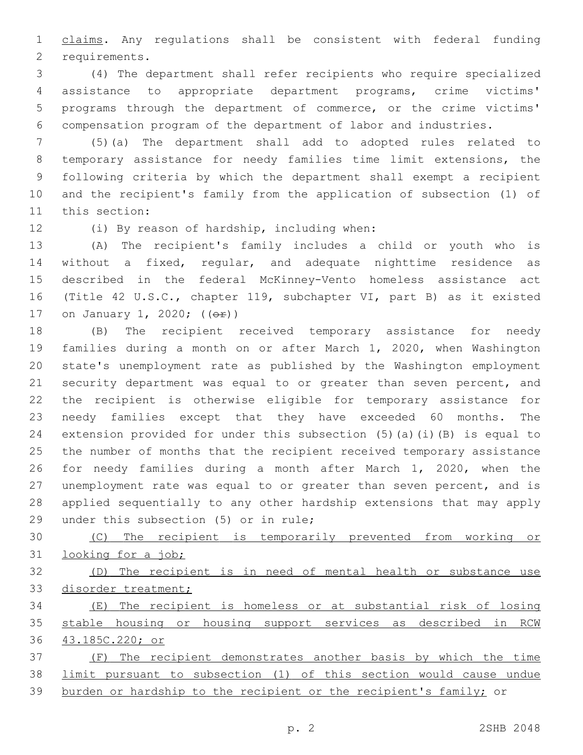claims. Any regulations shall be consistent with federal funding requirements.

(4) The department shall refer recipients who require specialized assistance to appropriate department programs, crime victims' programs through the department of commerce, or the crime victims' compensation program of the department of labor and industries.

(5)(a) The department shall add to adopted rules related to temporary assistance for needy families time limit extensions, the following criteria by which the department shall exempt a recipient and the recipient's family from the application of subsection (1) of this section:

(i) By reason of hardship, including when:

(A) The recipient's family includes a child or youth who is without a fixed, regular, and adequate nighttime residence as described in the federal McKinney-Vento homeless assistance act (Title 42 U.S.C., chapter 119, subchapter VI, part B) as it existed on January 1, 2020; ((~~or~~))

(B) The recipient received temporary assistance for needy families during a month on or after March 1, 2020, when Washington state's unemployment rate as published by the Washington employment security department was equal to or greater than seven percent, and the recipient is otherwise eligible for temporary assistance for needy families except that they have exceeded 60 months. The extension provided for under this subsection (5)(a)(i)(B) is equal to the number of months that the recipient received temporary assistance for needy families during a month after March 1, 2020, when the unemployment rate was equal to or greater than seven percent, and is applied sequentially to any other hardship extensions that may apply under this subsection (5) or in rule;

<u>(C) The recipient is temporarily prevented from working or looking for a job;</u>

<u>(D) The recipient is in need of mental health or substance use disorder treatment;</u>

<u>(E) The recipient is homeless or at substantial risk of losing stable housing or housing support services as described in RCW 43.185C.220; or</u>

<u>(F) The recipient demonstrates another basis by which the time limit pursuant to subsection (1) of this section would cause undue burden or hardship to the recipient or the recipient's family;</u> or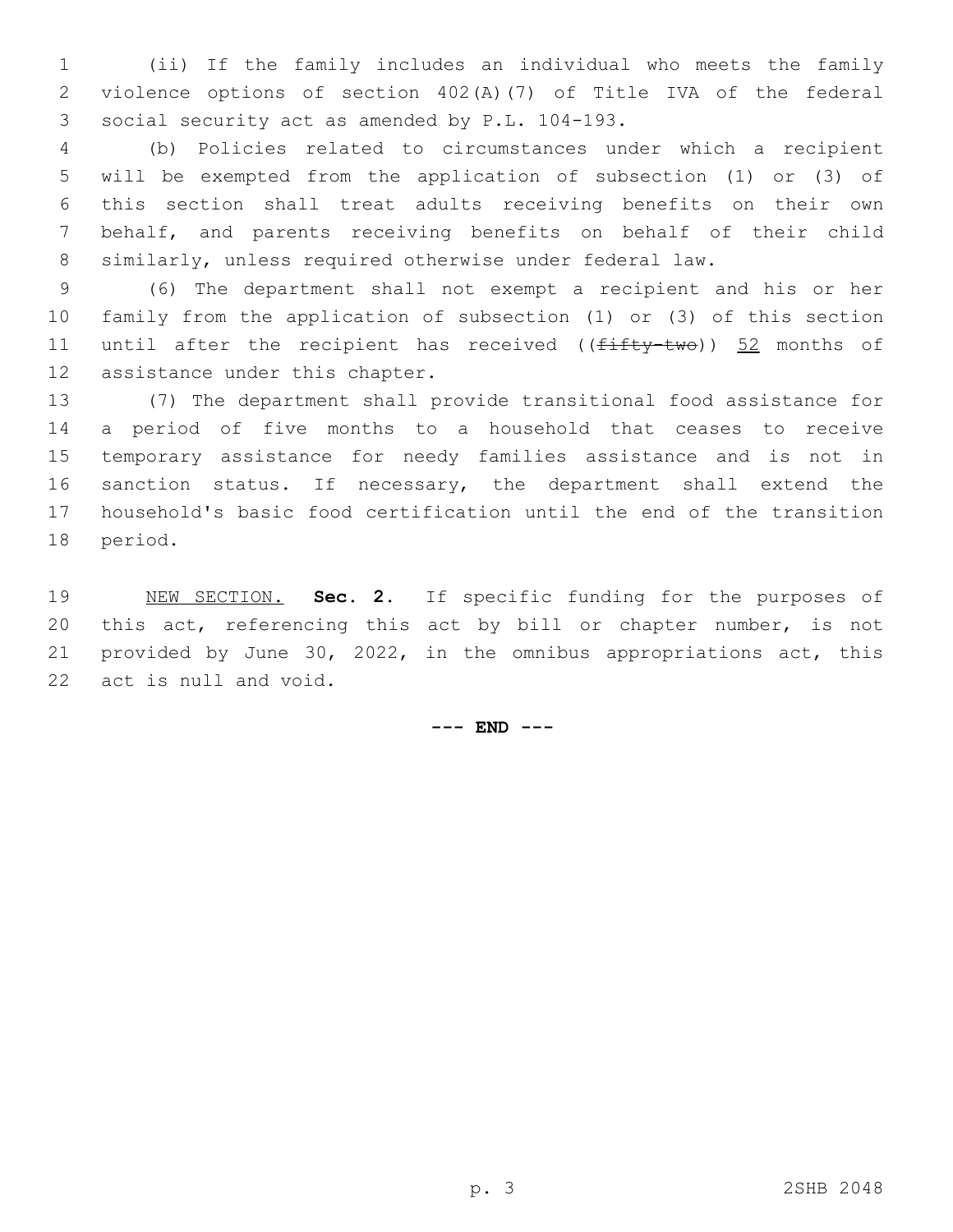(ii) If the family includes an individual who meets the family violence options of section 402(A)(7) of Title IVA of the federal social security act as amended by P.L. 104-193.

(b) Policies related to circumstances under which a recipient will be exempted from the application of subsection (1) or (3) of this section shall treat adults receiving benefits on their own behalf, and parents receiving benefits on behalf of their child similarly, unless required otherwise under federal law.

(6) The department shall not exempt a recipient and his or her family from the application of subsection (1) or (3) of this section until after the recipient has received ((~~fifty-two~~)) <u>52</u> months of assistance under this chapter.

(7) The department shall provide transitional food assistance for a period of five months to a household that ceases to receive temporary assistance for needy families assistance and is not in sanction status. If necessary, the department shall extend the household's basic food certification until the end of the transition period.

<u>NEW SECTION.</u> **Sec. 2.** If specific funding for the purposes of this act, referencing this act by bill or chapter number, is not provided by June 30, 2022, in the omnibus appropriations act, this act is null and void.

**--- END ---**